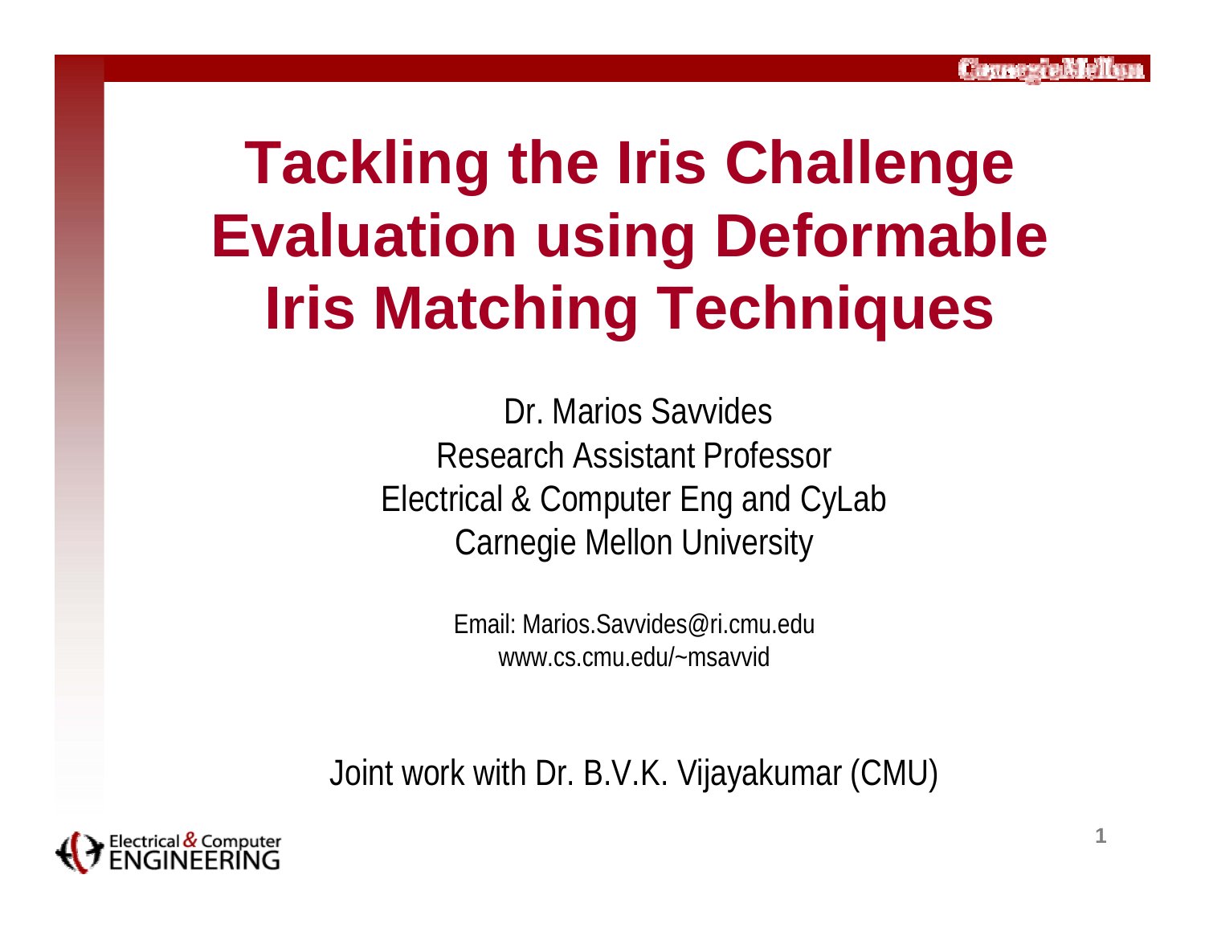# Tackling the Iris Challenge Evaluation using Deformable Iris Matching Techniques

Dr. Marios Savvides
Research Assistant Professor
Electrical & Computer Eng and CyLab
Carnegie Mellon University

Email: Marios.Savvides@ri.cmu.edu
www.cs.cmu.edu/~msavvid

Joint work with Dr. B.V.K. Vijayakumar (CMU)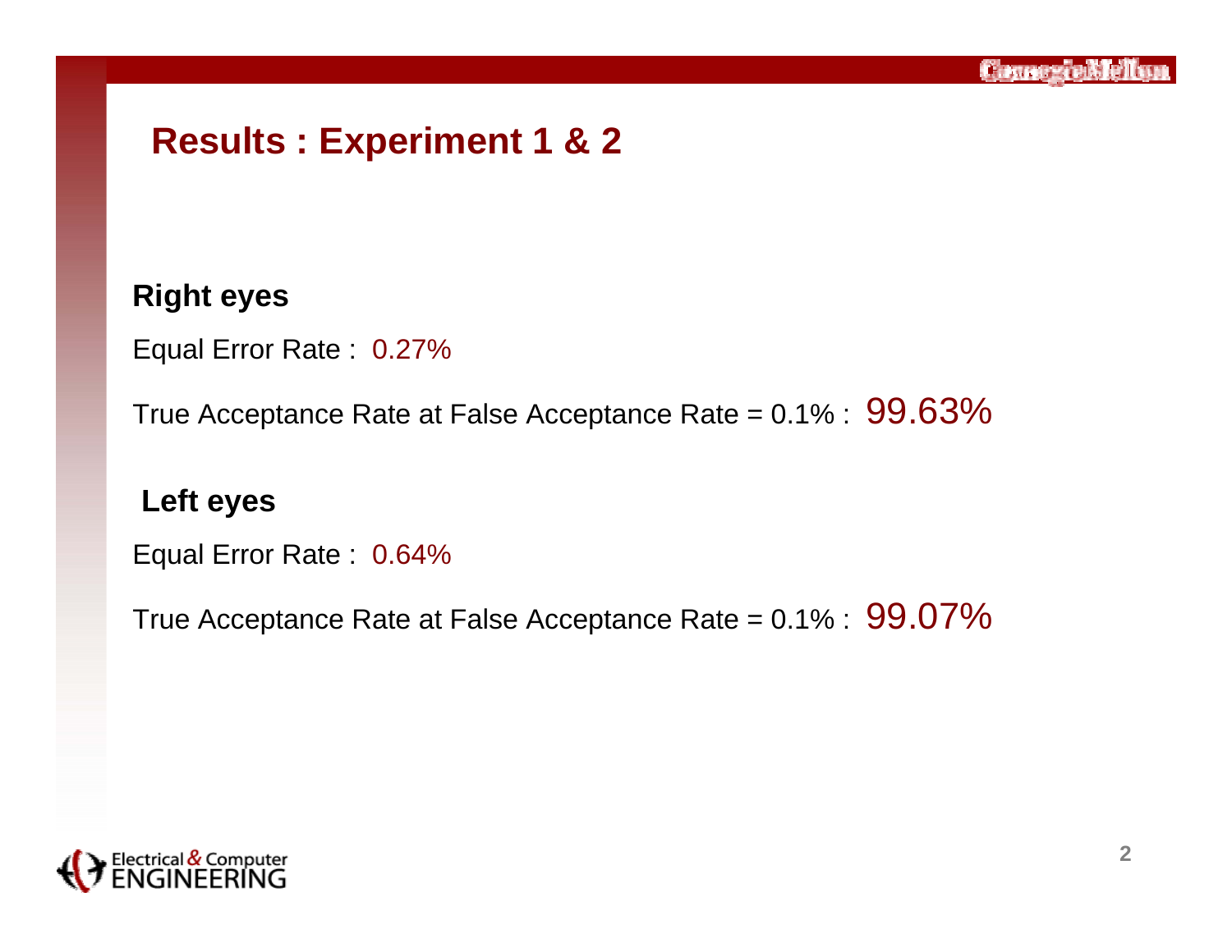# Results : Experiment 1 & 2

**Right eyes**

Equal Error Rate : 0.27%

True Acceptance Rate at False Acceptance Rate = 0.1% : 99.63%

**Left eyes**

Equal Error Rate : 0.64%

True Acceptance Rate at False Acceptance Rate = 0.1% : 99.07%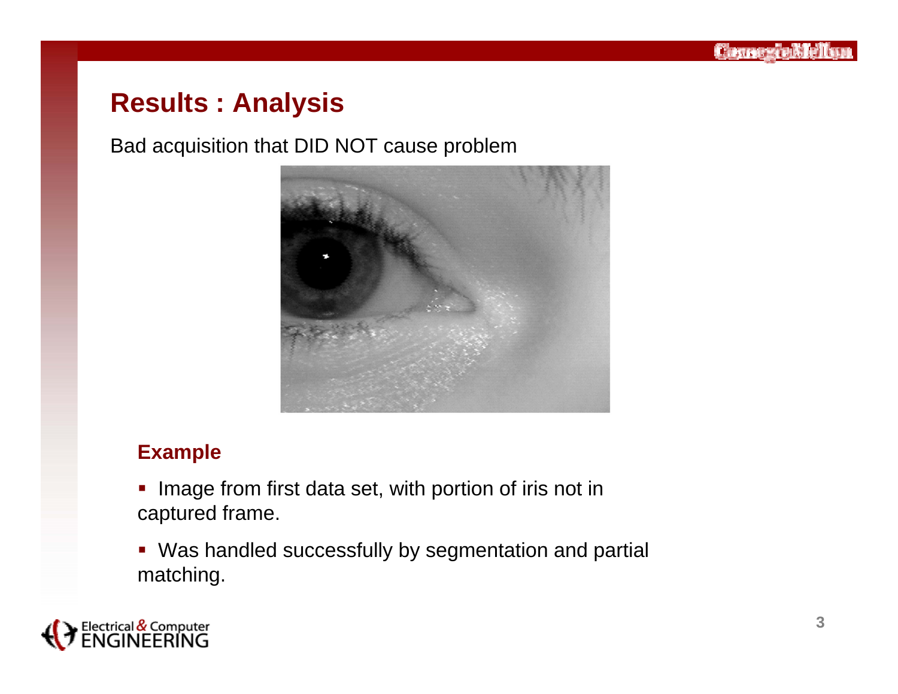## Results : Analysis

Bad acquisition that DID NOT cause problem

### Example

- Image from first data set, with portion of iris not in captured frame.
- Was handled successfully by segmentation and partial matching.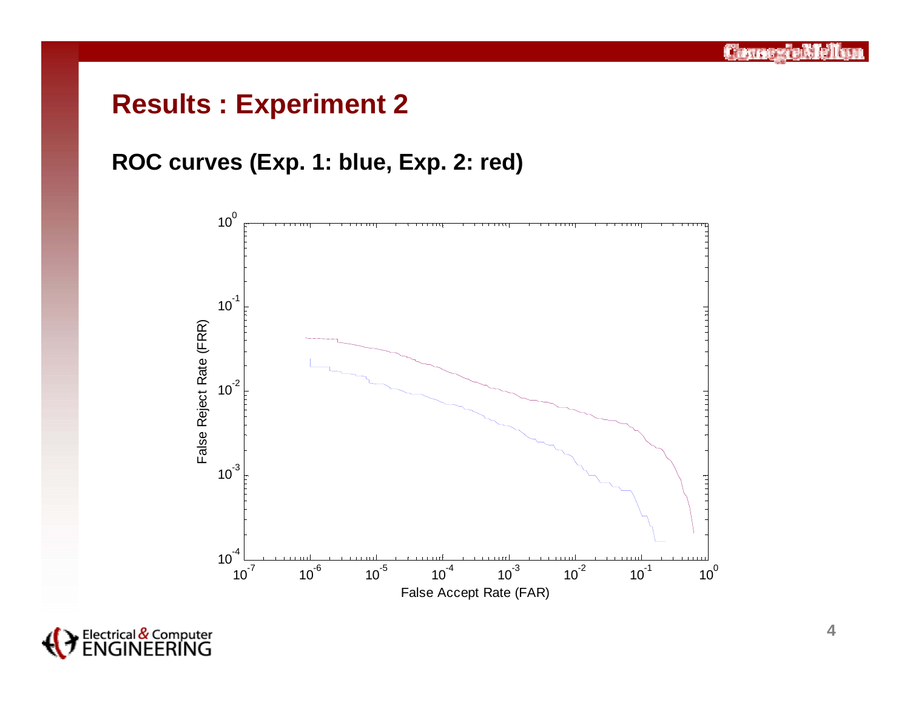# Results : Experiment 2

**ROC curves (Exp. 1: blue, Exp. 2: red)**

False Reject Rate (FRR)

$10^{0}$, $10^{-1}$, $10^{-2}$, $10^{-3}$, $10^{-4}$

$10^{-7}$, $10^{-6}$, $10^{-5}$, $10^{-4}$, $10^{-3}$, $10^{-2}$, $10^{-1}$, $10^{0}$

False Accept Rate (FAR)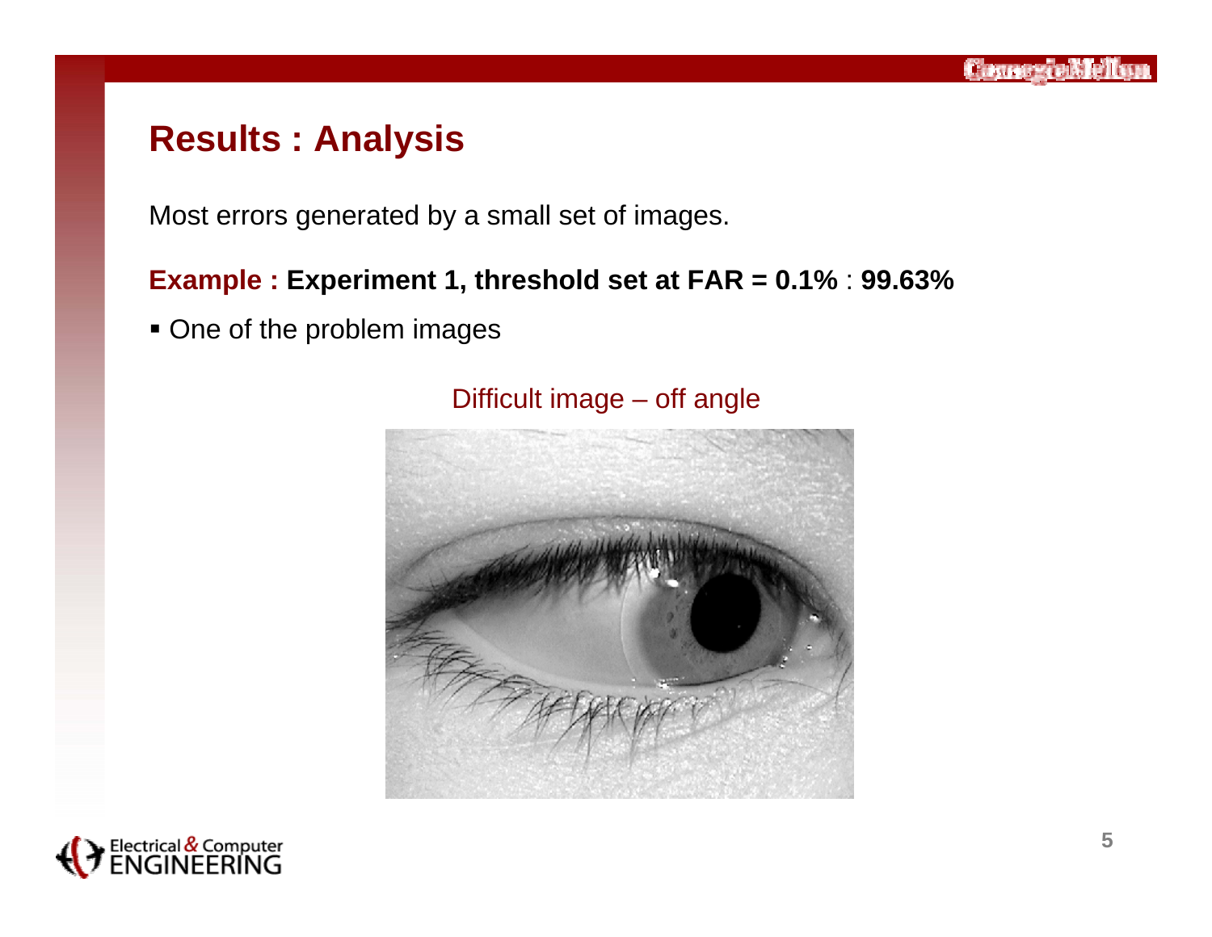# Results : Analysis

Most errors generated by a small set of images.

**Example : Experiment 1, threshold set at FAR = 0.1%** : **99.63%**

- One of the problem images

Difficult image – off angle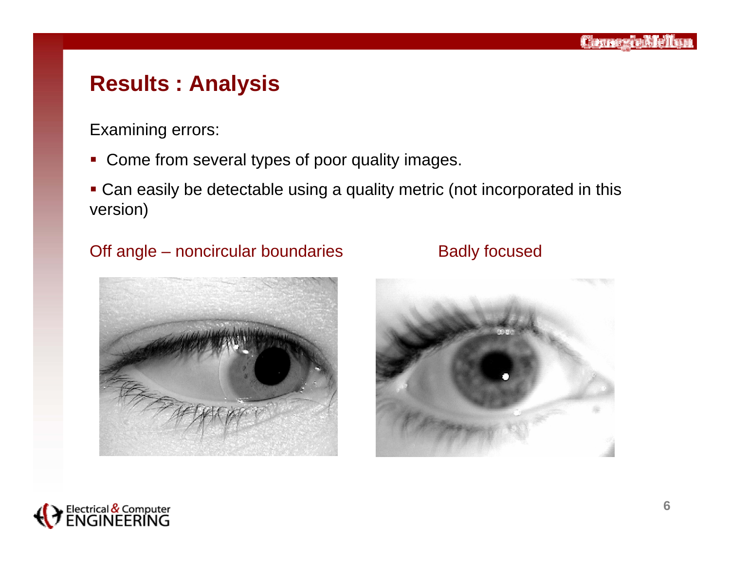# Results : Analysis

Examining errors:

- Come from several types of poor quality images.
- Can easily be detectable using a quality metric (not incorporated in this version)

Off angle – noncircular boundaries

Badly focused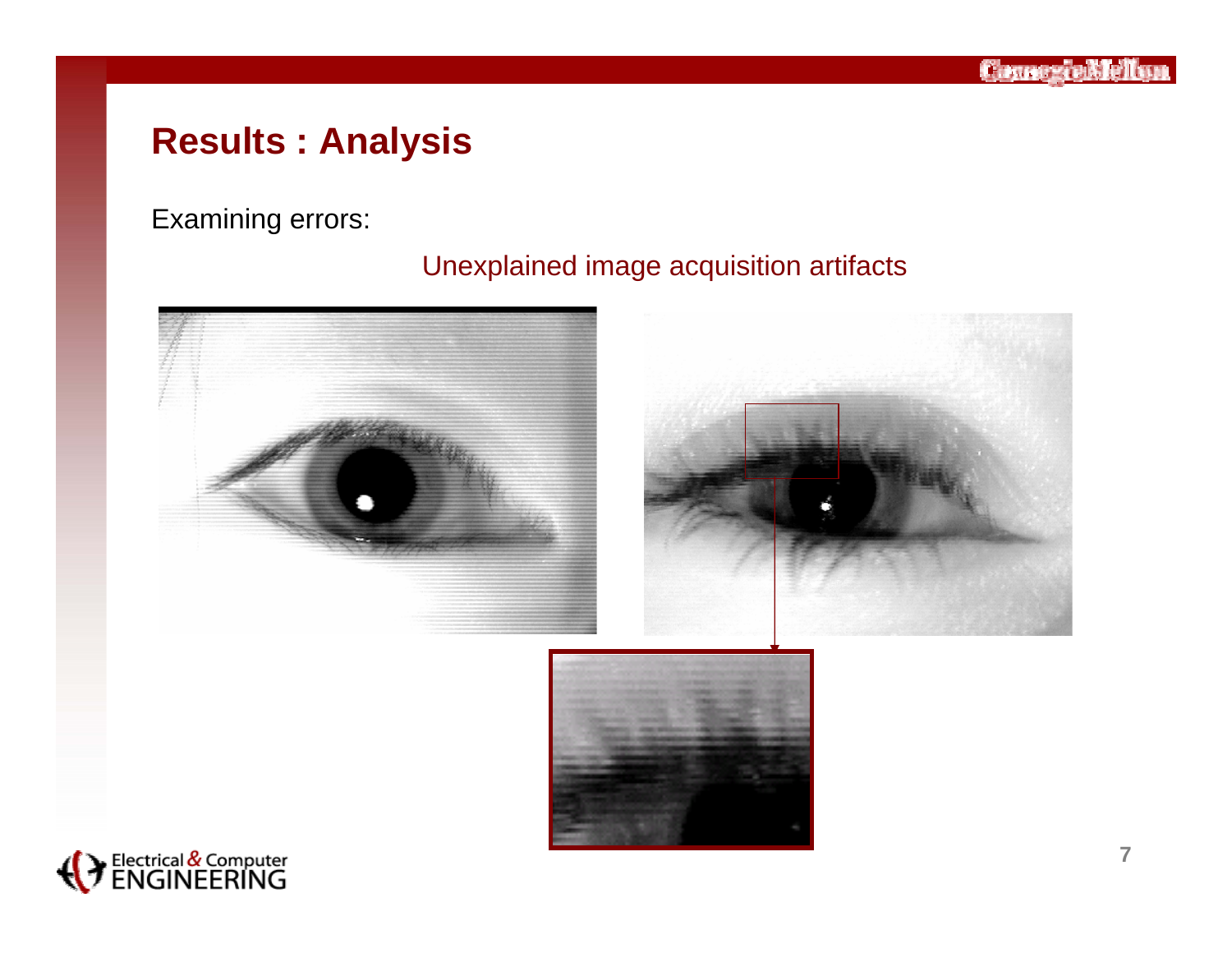# Results : Analysis

Examining errors:

Unexplained image acquisition artifacts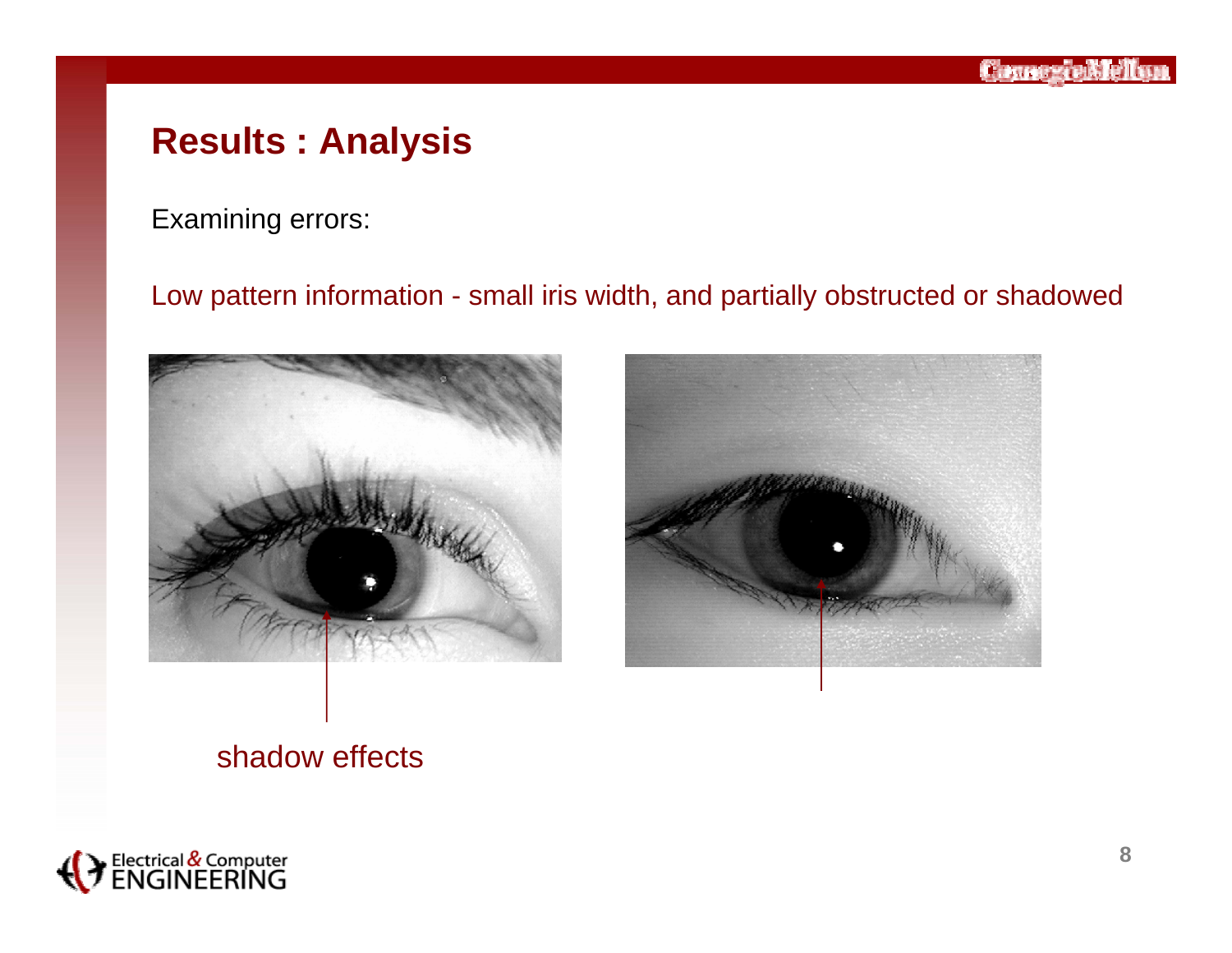# Results : Analysis

Examining errors:

Low pattern information - small iris width, and partially obstructed or shadowed

shadow effects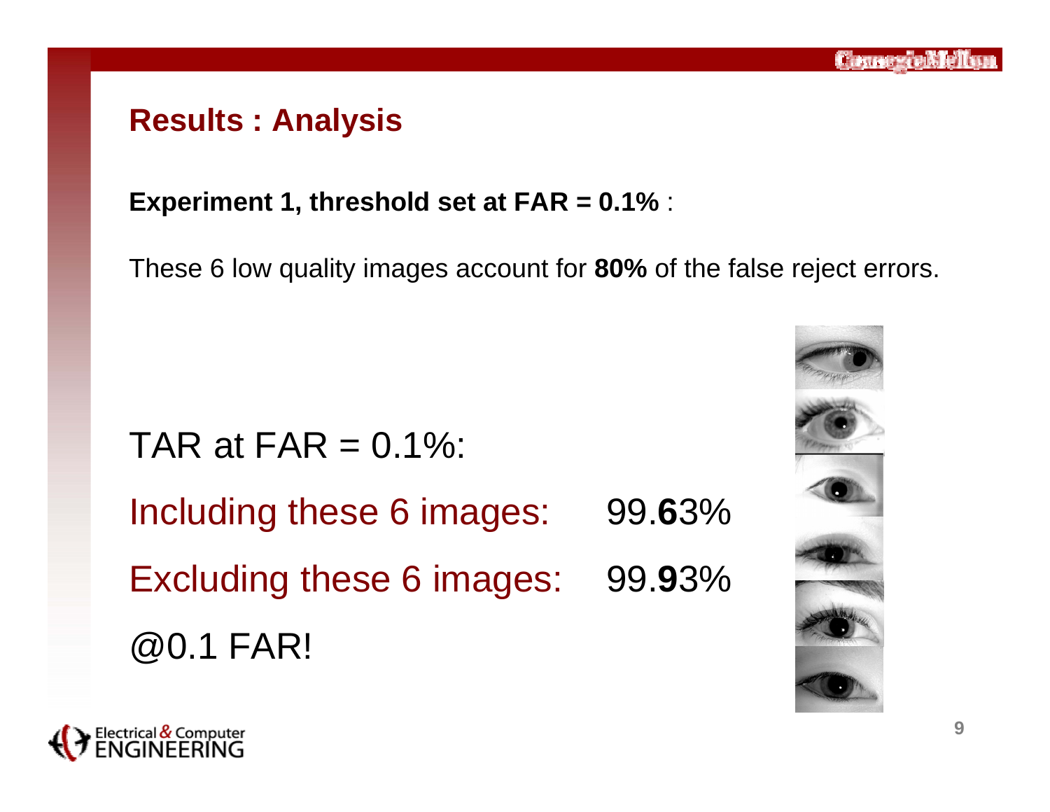## Results : Analysis

**Experiment 1, threshold set at FAR = 0.1%** :

These 6 low quality images account for **80%** of the false reject errors.

TAR at FAR = 0.1%:

Including these 6 images: 99.**6**3%

Excluding these 6 images: 99.**9**3%

@0.1 FAR!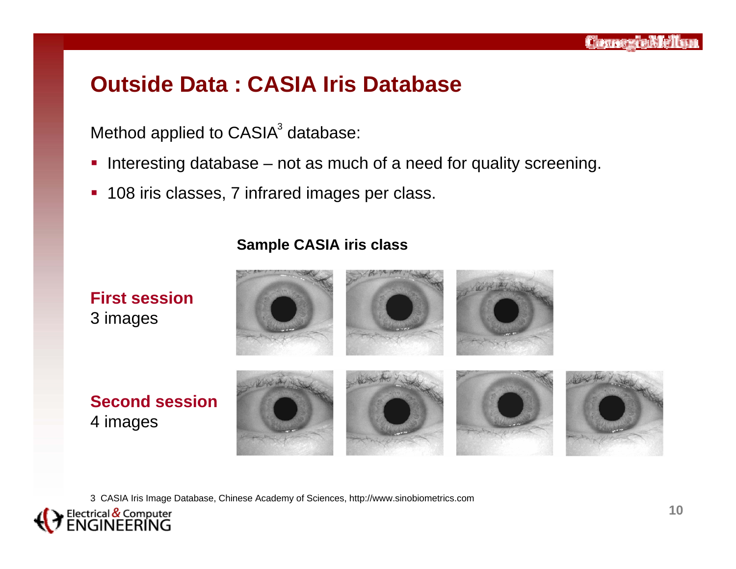# Outside Data : CASIA Iris Database

Method applied to CASIA[3] database:

- Interesting database – not as much of a need for quality screening.
- 108 iris classes, 7 infrared images per class.

**Sample CASIA iris class**

**First session**
3 images

**Second session**
4 images

3 CASIA Iris Image Database, Chinese Academy of Sciences, http://www.sinobiometrics.com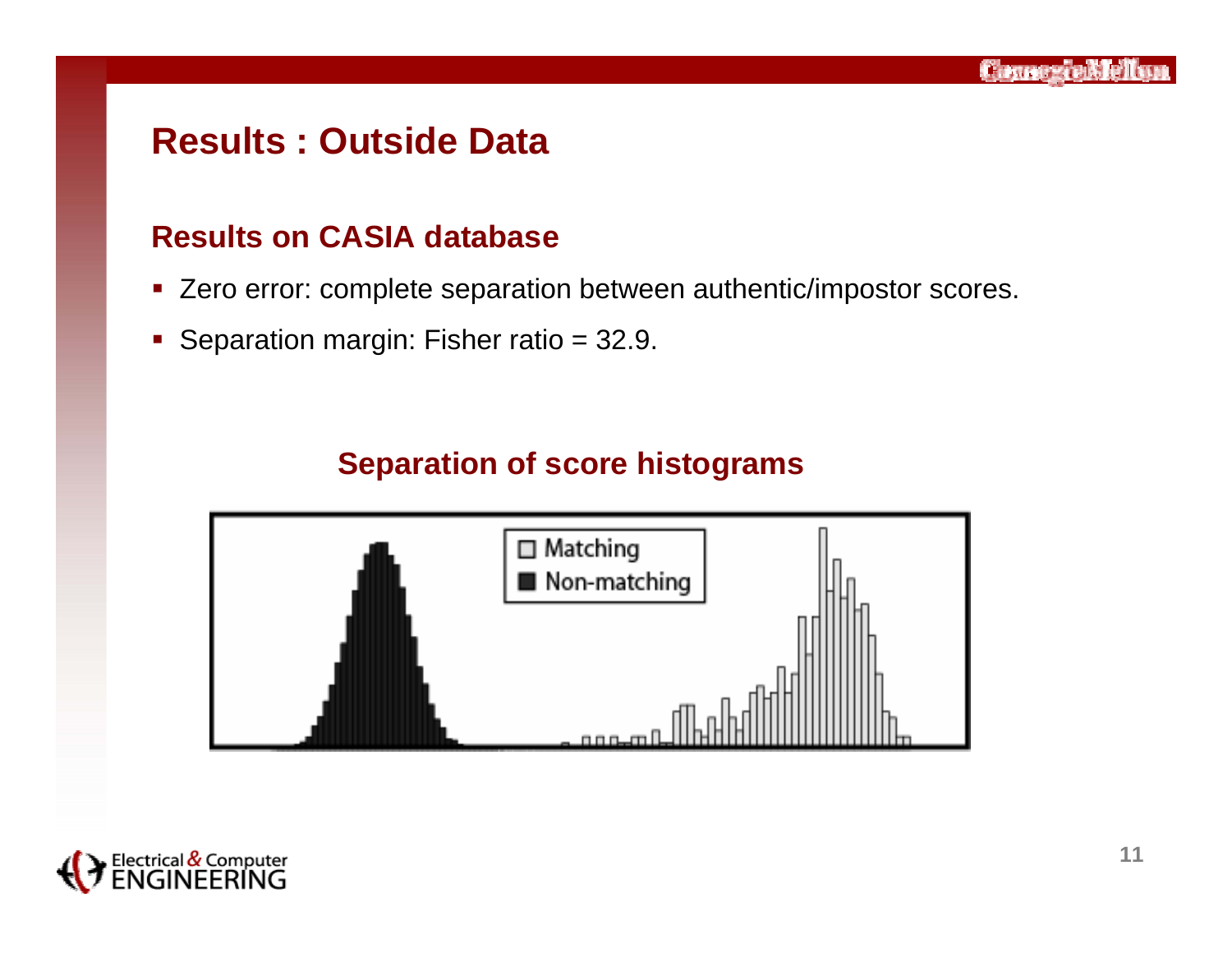# Results : Outside Data

## Results on CASIA database

- Zero error: complete separation between authentic/impostor scores.
- Separation margin: Fisher ratio = 32.9.

### Separation of score histograms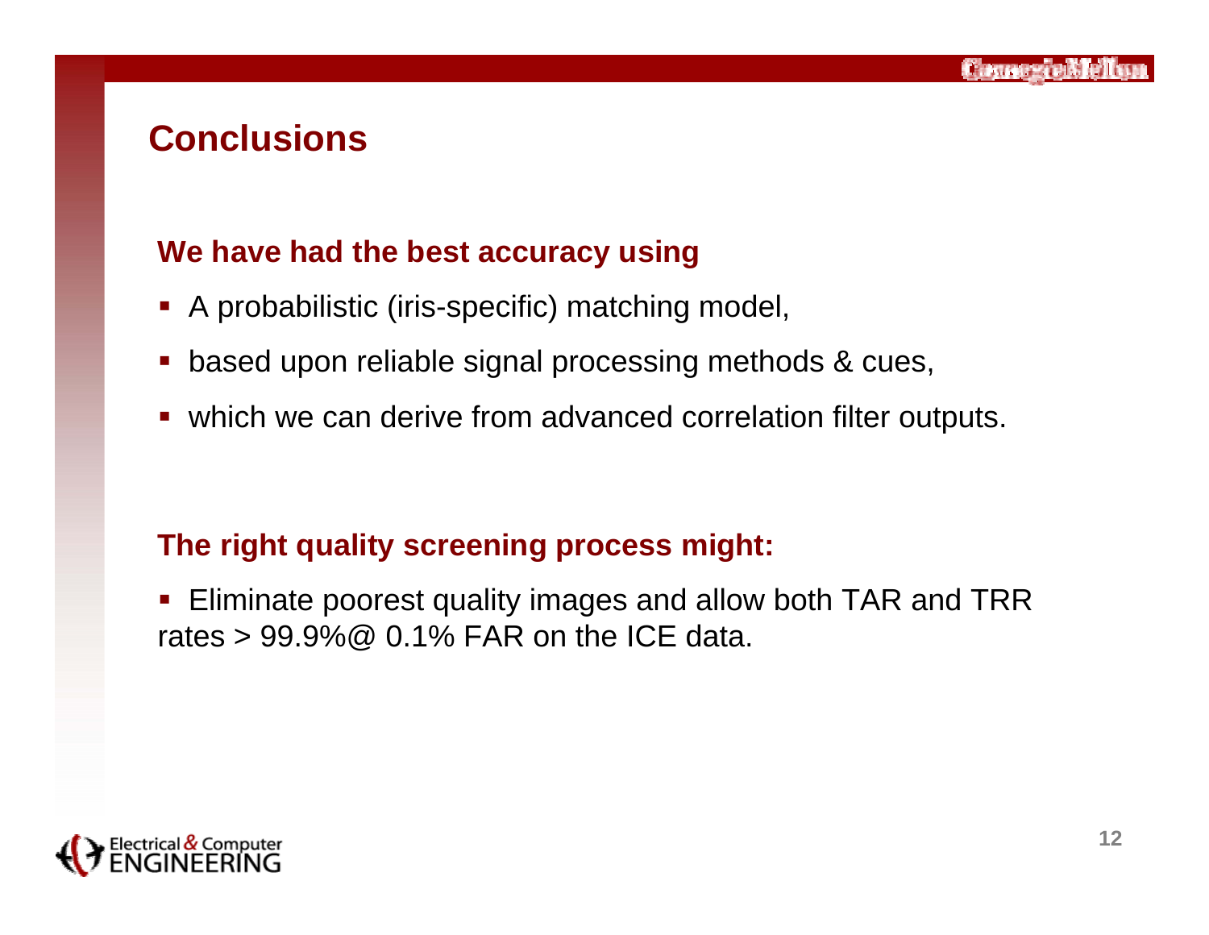# Conclusions

**We have had the best accuracy using**

- A probabilistic (iris-specific) matching model,
- based upon reliable signal processing methods & cues,
- which we can derive from advanced correlation filter outputs.

**The right quality screening process might:**

- Eliminate poorest quality images and allow both TAR and TRR rates > 99.9%@ 0.1% FAR on the ICE data.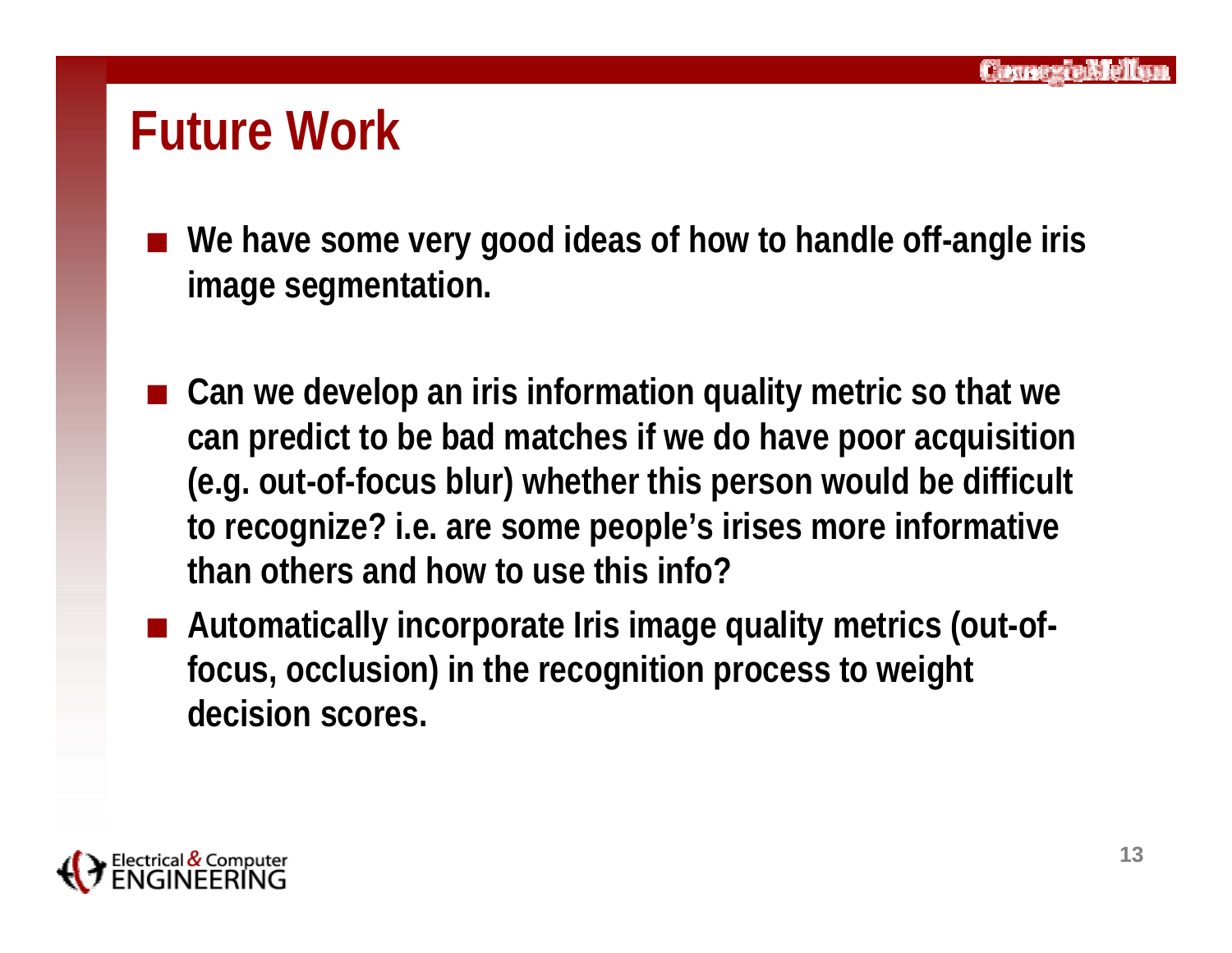# Future Work

- We have some very good ideas of how to handle off-angle iris image segmentation.

- Can we develop an iris information quality metric so that we can predict to be bad matches if we do have poor acquisition (e.g. out-of-focus blur) whether this person would be difficult to recognize? i.e. are some people's irises more informative than others and how to use this info?
- Automatically incorporate Iris image quality metrics (out-of-focus, occlusion) in the recognition process to weight decision scores.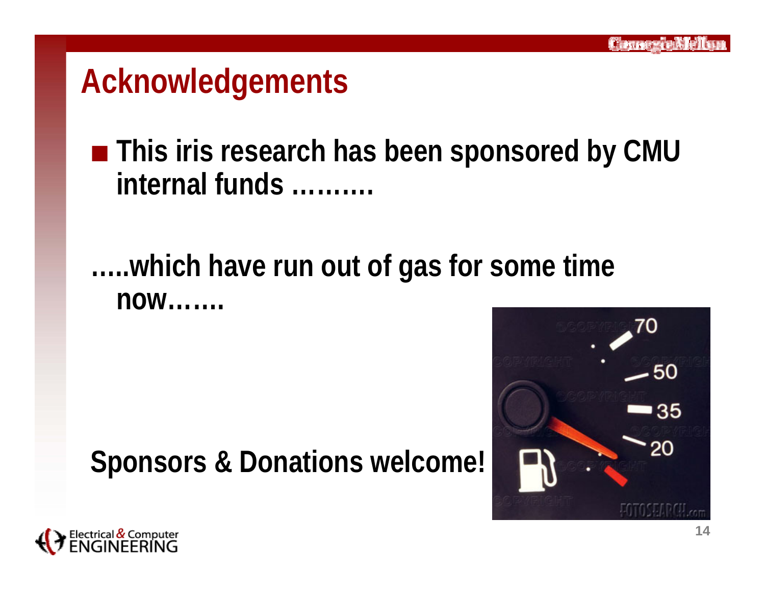# Acknowledgements

- This iris research has been sponsored by CMU internal funds ……….

…..which have run out of gas for some time now…….

Sponsors & Donations welcome!